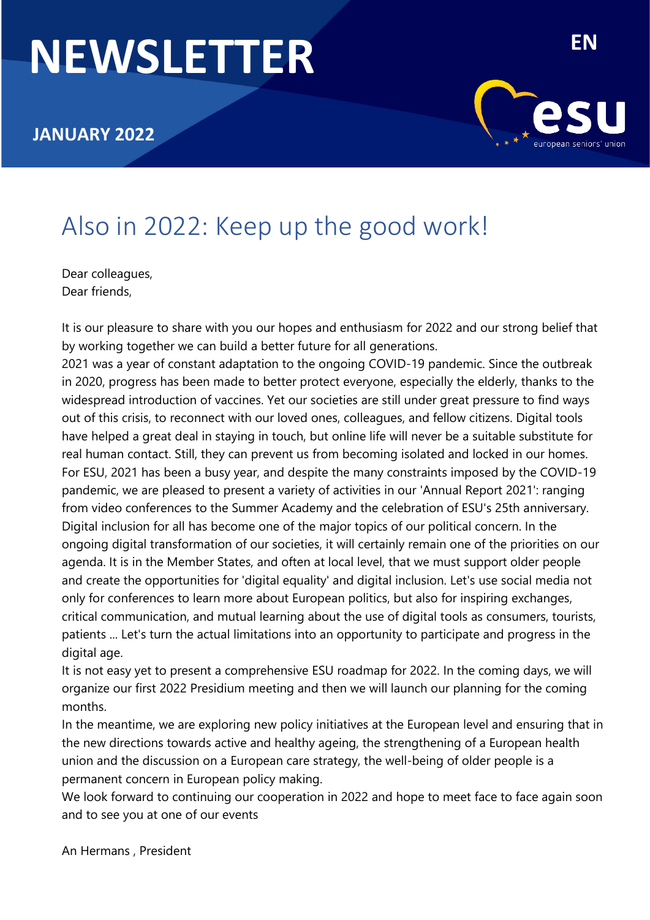# NEWSLETTER

**JANUARY 2022**

EN

## Also in 2022: Keep up the good work!

Dear colleagues,
Dear friends,

It is our pleasure to share with you our hopes and enthusiasm for 2022 and our strong belief that by working together we can build a better future for all generations.

2021 was a year of constant adaptation to the ongoing COVID-19 pandemic. Since the outbreak in 2020, progress has been made to better protect everyone, especially the elderly, thanks to the widespread introduction of vaccines. Yet our societies are still under great pressure to find ways out of this crisis, to reconnect with our loved ones, colleagues, and fellow citizens. Digital tools have helped a great deal in staying in touch, but online life will never be a suitable substitute for real human contact. Still, they can prevent us from becoming isolated and locked in our homes.

For ESU, 2021 has been a busy year, and despite the many constraints imposed by the COVID-19 pandemic, we are pleased to present a variety of activities in our 'Annual Report 2021': ranging from video conferences to the Summer Academy and the celebration of ESU's 25th anniversary.

Digital inclusion for all has become one of the major topics of our political concern. In the ongoing digital transformation of our societies, it will certainly remain one of the priorities on our agenda. It is in the Member States, and often at local level, that we must support older people and create the opportunities for 'digital equality' and digital inclusion. Let's use social media not only for conferences to learn more about European politics, but also for inspiring exchanges, critical communication, and mutual learning about the use of digital tools as consumers, tourists, patients ... Let's turn the actual limitations into an opportunity to participate and progress in the digital age.

It is not easy yet to present a comprehensive ESU roadmap for 2022. In the coming days, we will organize our first 2022 Presidium meeting and then we will launch our planning for the coming months.

In the meantime, we are exploring new policy initiatives at the European level and ensuring that in the new directions towards active and healthy ageing, the strengthening of a European health union and the discussion on a European care strategy, the well-being of older people is a permanent concern in European policy making.

We look forward to continuing our cooperation in 2022 and hope to meet face to face again soon and to see you at one of our events

An Hermans , President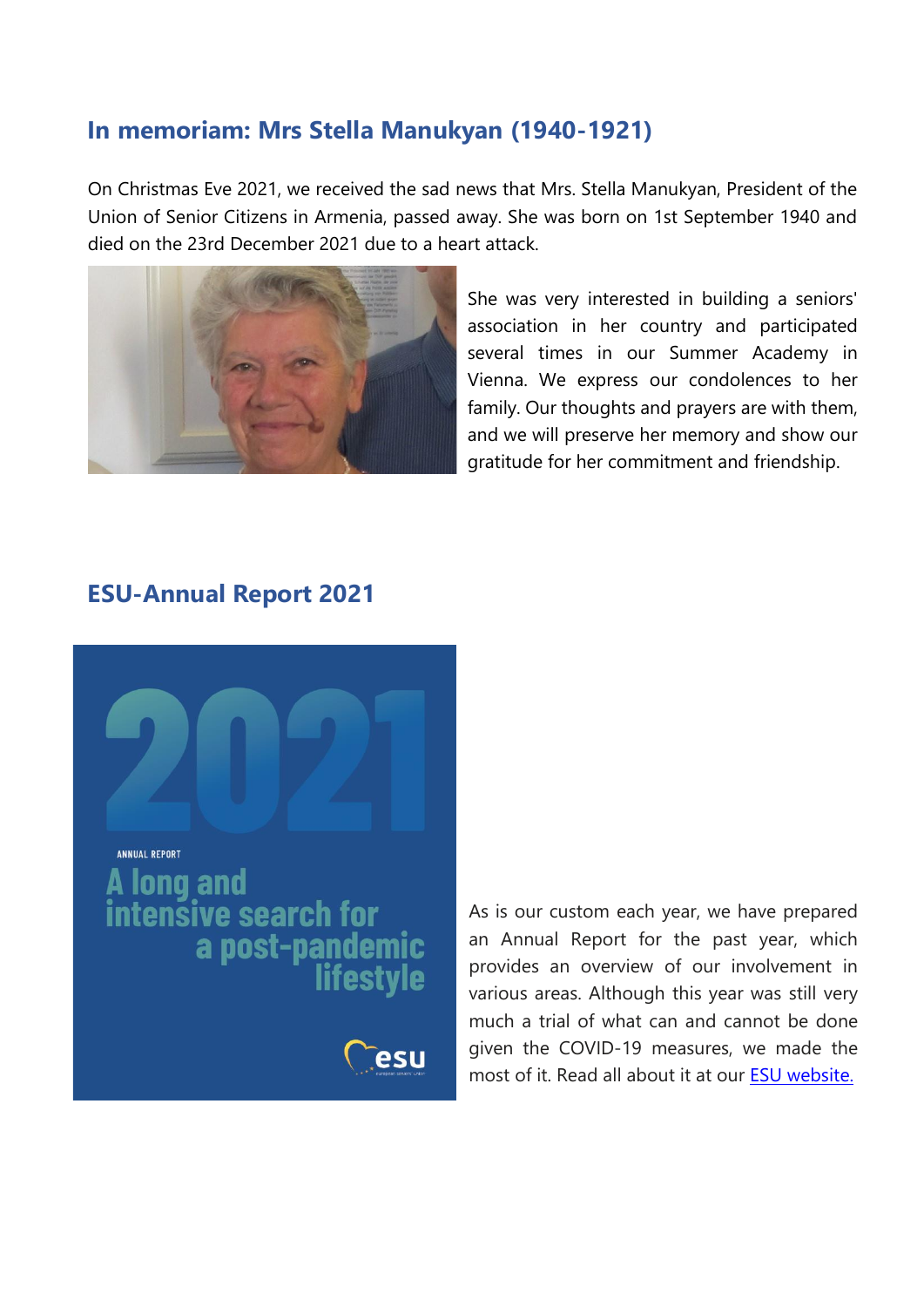## In memoriam: Mrs Stella Manukyan (1940-1921)

On Christmas Eve 2021, we received the sad news that Mrs. Stella Manukyan, President of the Union of Senior Citizens in Armenia, passed away. She was born on 1st September 1940 and died on the 23rd December 2021 due to a heart attack.

She was very interested in building a seniors' association in her country and participated several times in our Summer Academy in Vienna. We express our condolences to her family. Our thoughts and prayers are with them, and we will preserve her memory and show our gratitude for her commitment and friendship.

## ESU-Annual Report 2021

As is our custom each year, we have prepared an Annual Report for the past year, which provides an overview of our involvement in various areas. Although this year was still very much a trial of what can and cannot be done given the COVID-19 measures, we made the most of it. Read all about it at our ESU website.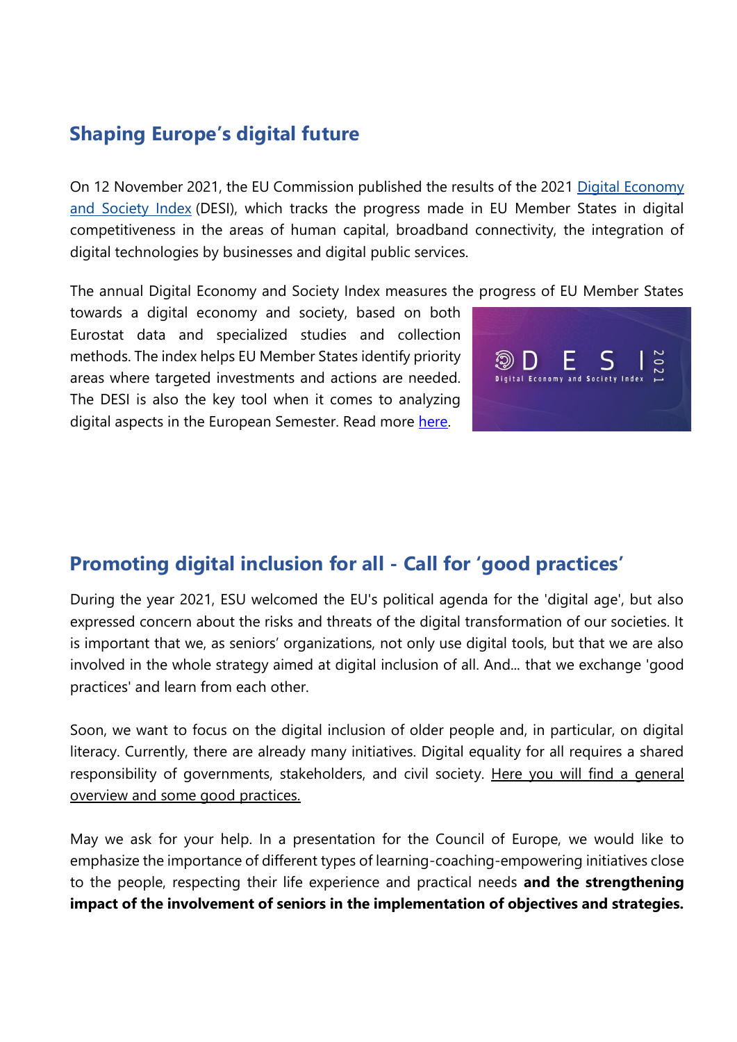## Shaping Europe's digital future

On 12 November 2021, the EU Commission published the results of the 2021 [Digital Economy and Society Index](#) (DESI), which tracks the progress made in EU Member States in digital competitiveness in the areas of human capital, broadband connectivity, the integration of digital technologies by businesses and digital public services.

The annual Digital Economy and Society Index measures the progress of EU Member States towards a digital economy and society, based on both Eurostat data and specialized studies and collection methods. The index helps EU Member States identify priority areas where targeted investments and actions are needed. The DESI is also the key tool when it comes to analyzing digital aspects in the European Semester. Read more [here](#).

## Promoting digital inclusion for all - Call for 'good practices'

During the year 2021, ESU welcomed the EU's political agenda for the 'digital age', but also expressed concern about the risks and threats of the digital transformation of our societies. It is important that we, as seniors' organizations, not only use digital tools, but that we are also involved in the whole strategy aimed at digital inclusion of all. And... that we exchange 'good practices' and learn from each other.

Soon, we want to focus on the digital inclusion of older people and, in particular, on digital literacy. Currently, there are already many initiatives. Digital equality for all requires a shared responsibility of governments, stakeholders, and civil society. [Here you will find a general overview and some good practices.](#)

May we ask for your help. In a presentation for the Council of Europe, we would like to emphasize the importance of different types of learning-coaching-empowering initiatives close to the people, respecting their life experience and practical needs **and the strengthening impact of the involvement of seniors in the implementation of objectives and strategies.**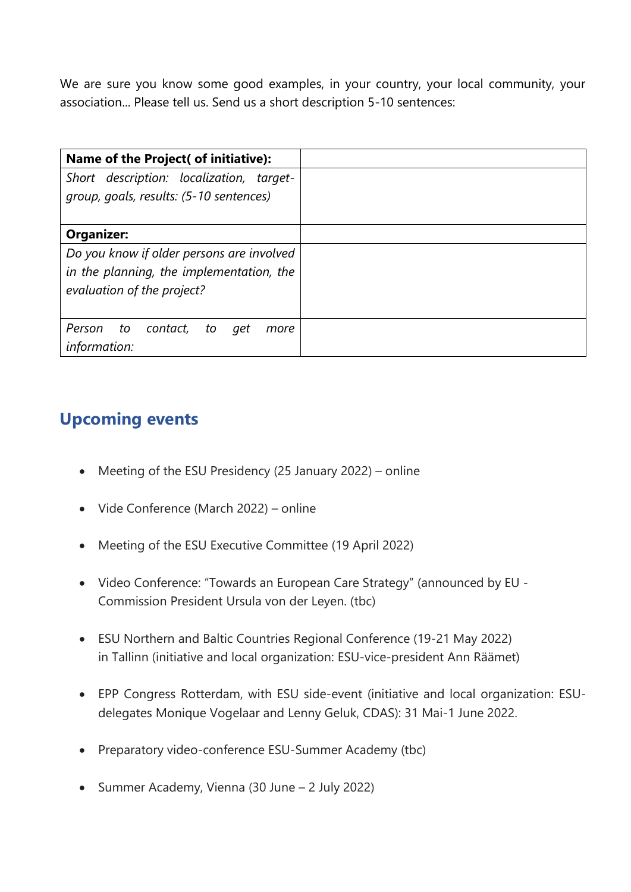We are sure you know some good examples, in your country, your local community, your association... Please tell us. Send us a short description 5-10 sentences:

| | |
|---|---|
| **Name of the Project( of initiative):** | |
| *Short description: localization, target-group, goals, results: (5-10 sentences)* | |
| **Organizer:** | |
| *Do you know if older persons are involved in the planning, the implementation, the evaluation of the project?* | |
| *Person to contact, to get more information:* | |

## Upcoming events

- Meeting of the ESU Presidency (25 January 2022) – online
- Vide Conference (March 2022) – online
- Meeting of the ESU Executive Committee (19 April 2022)
- Video Conference: "Towards an European Care Strategy" (announced by EU - Commission President Ursula von der Leyen. (tbc)
- ESU Northern and Baltic Countries Regional Conference (19-21 May 2022) in Tallinn (initiative and local organization: ESU-vice-president Ann Räämet)
- EPP Congress Rotterdam, with ESU side-event (initiative and local organization: ESU-delegates Monique Vogelaar and Lenny Geluk, CDAS): 31 Mai-1 June 2022.
- Preparatory video-conference ESU-Summer Academy (tbc)
- Summer Academy, Vienna (30 June – 2 July 2022)